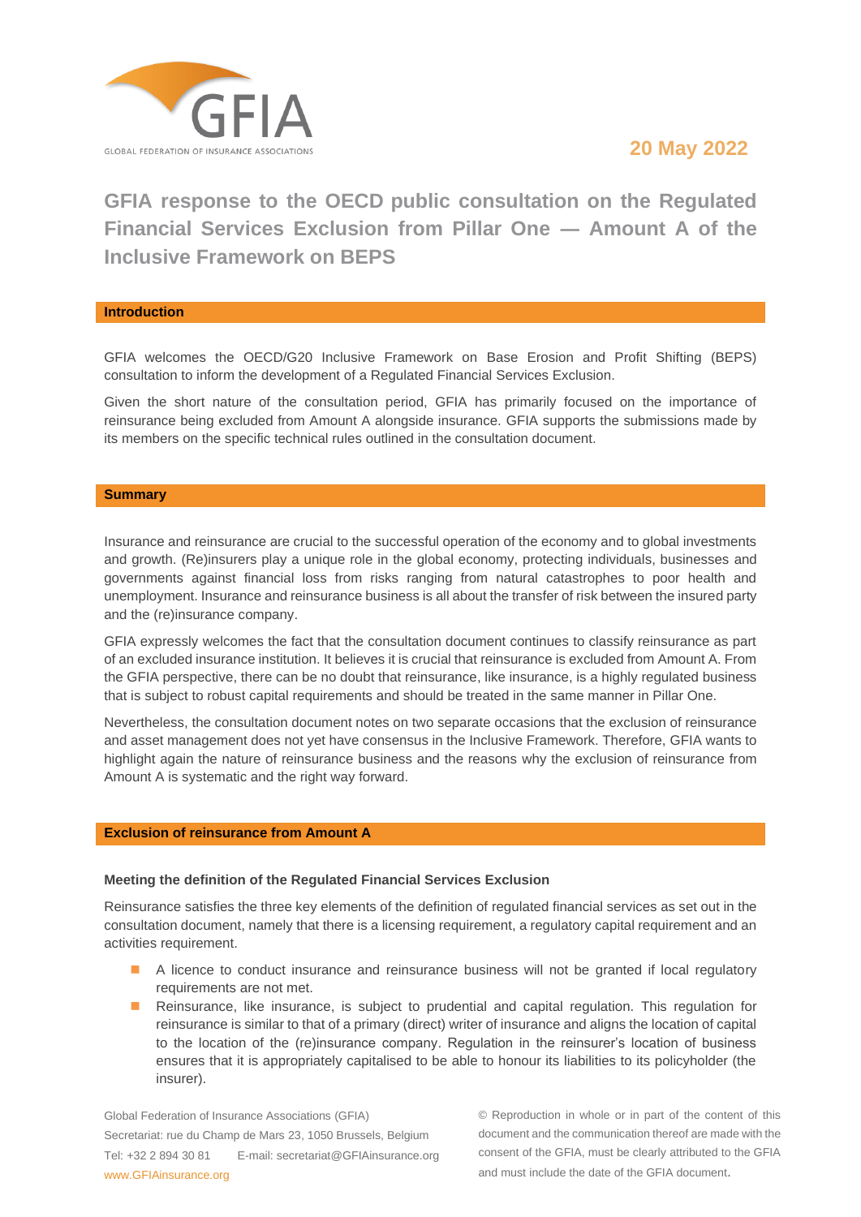20 May 2022

# GFIA response to the OECD public consultation on the Regulated Financial Services Exclusion from Pillar One — Amount A of the Inclusive Framework on BEPS

## Introduction

GFIA welcomes the OECD/G20 Inclusive Framework on Base Erosion and Profit Shifting (BEPS) consultation to inform the development of a Regulated Financial Services Exclusion.

Given the short nature of the consultation period, GFIA has primarily focused on the importance of reinsurance being excluded from Amount A alongside insurance. GFIA supports the submissions made by its members on the specific technical rules outlined in the consultation document.

## Summary

Insurance and reinsurance are crucial to the successful operation of the economy and to global investments and growth. (Re)insurers play a unique role in the global economy, protecting individuals, businesses and governments against financial loss from risks ranging from natural catastrophes to poor health and unemployment. Insurance and reinsurance business is all about the transfer of risk between the insured party and the (re)insurance company.

GFIA expressly welcomes the fact that the consultation document continues to classify reinsurance as part of an excluded insurance institution. It believes it is crucial that reinsurance is excluded from Amount A. From the GFIA perspective, there can be no doubt that reinsurance, like insurance, is a highly regulated business that is subject to robust capital requirements and should be treated in the same manner in Pillar One.

Nevertheless, the consultation document notes on two separate occasions that the exclusion of reinsurance and asset management does not yet have consensus in the Inclusive Framework. Therefore, GFIA wants to highlight again the nature of reinsurance business and the reasons why the exclusion of reinsurance from Amount A is systematic and the right way forward.

## Exclusion of reinsurance from Amount A

### Meeting the definition of the Regulated Financial Services Exclusion

Reinsurance satisfies the three key elements of the definition of regulated financial services as set out in the consultation document, namely that there is a licensing requirement, a regulatory capital requirement and an activities requirement.

- A licence to conduct insurance and reinsurance business will not be granted if local regulatory requirements are not met.
- Reinsurance, like insurance, is subject to prudential and capital regulation. This regulation for reinsurance is similar to that of a primary (direct) writer of insurance and aligns the location of capital to the location of the (re)insurance company. Regulation in the reinsurer's location of business ensures that it is appropriately capitalised to be able to honour its liabilities to its policyholder (the insurer).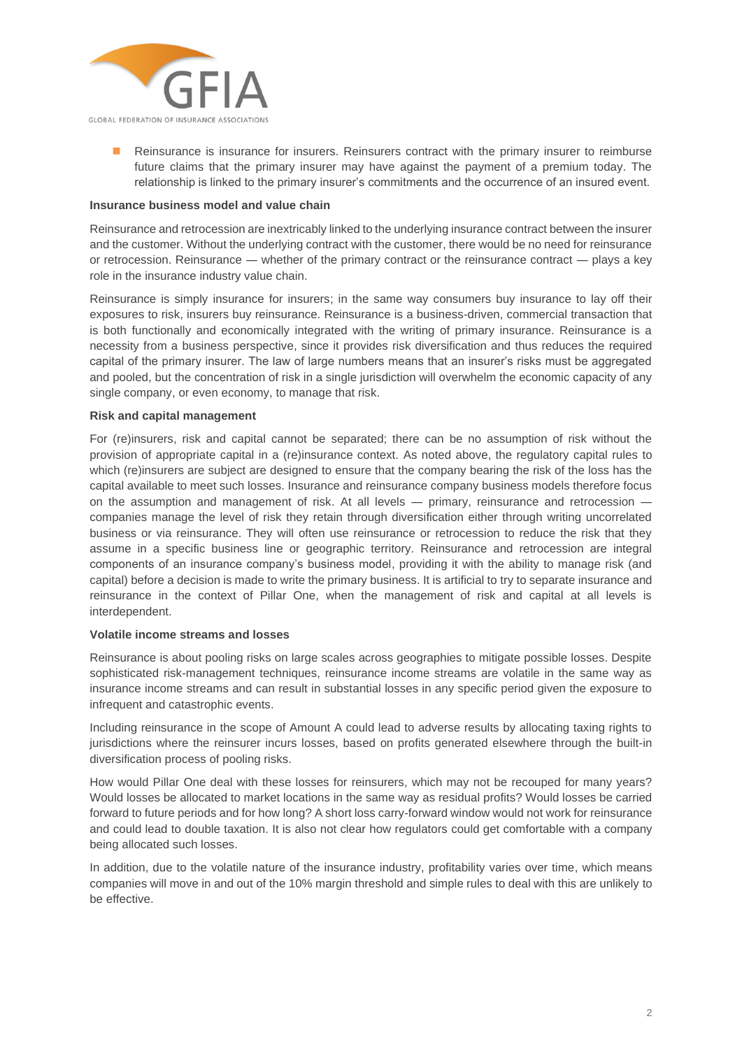- Reinsurance is insurance for insurers. Reinsurers contract with the primary insurer to reimburse future claims that the primary insurer may have against the payment of a premium today. The relationship is linked to the primary insurer's commitments and the occurrence of an insured event.

**Insurance business model and value chain**

Reinsurance and retrocession are inextricably linked to the underlying insurance contract between the insurer and the customer. Without the underlying contract with the customer, there would be no need for reinsurance or retrocession. Reinsurance — whether of the primary contract or the reinsurance contract — plays a key role in the insurance industry value chain.

Reinsurance is simply insurance for insurers; in the same way consumers buy insurance to lay off their exposures to risk, insurers buy reinsurance. Reinsurance is a business-driven, commercial transaction that is both functionally and economically integrated with the writing of primary insurance. Reinsurance is a necessity from a business perspective, since it provides risk diversification and thus reduces the required capital of the primary insurer. The law of large numbers means that an insurer's risks must be aggregated and pooled, but the concentration of risk in a single jurisdiction will overwhelm the economic capacity of any single company, or even economy, to manage that risk.

**Risk and capital management**

For (re)insurers, risk and capital cannot be separated; there can be no assumption of risk without the provision of appropriate capital in a (re)insurance context. As noted above, the regulatory capital rules to which (re)insurers are subject are designed to ensure that the company bearing the risk of the loss has the capital available to meet such losses. Insurance and reinsurance company business models therefore focus on the assumption and management of risk. At all levels — primary, reinsurance and retrocession — companies manage the level of risk they retain through diversification either through writing uncorrelated business or via reinsurance. They will often use reinsurance or retrocession to reduce the risk that they assume in a specific business line or geographic territory. Reinsurance and retrocession are integral components of an insurance company's business model, providing it with the ability to manage risk (and capital) before a decision is made to write the primary business. It is artificial to try to separate insurance and reinsurance in the context of Pillar One, when the management of risk and capital at all levels is interdependent.

**Volatile income streams and losses**

Reinsurance is about pooling risks on large scales across geographies to mitigate possible losses. Despite sophisticated risk-management techniques, reinsurance income streams are volatile in the same way as insurance income streams and can result in substantial losses in any specific period given the exposure to infrequent and catastrophic events.

Including reinsurance in the scope of Amount A could lead to adverse results by allocating taxing rights to jurisdictions where the reinsurer incurs losses, based on profits generated elsewhere through the built-in diversification process of pooling risks.

How would Pillar One deal with these losses for reinsurers, which may not be recouped for many years? Would losses be allocated to market locations in the same way as residual profits? Would losses be carried forward to future periods and for how long? A short loss carry-forward window would not work for reinsurance and could lead to double taxation. It is also not clear how regulators could get comfortable with a company being allocated such losses.

In addition, due to the volatile nature of the insurance industry, profitability varies over time, which means companies will move in and out of the 10% margin threshold and simple rules to deal with this are unlikely to be effective.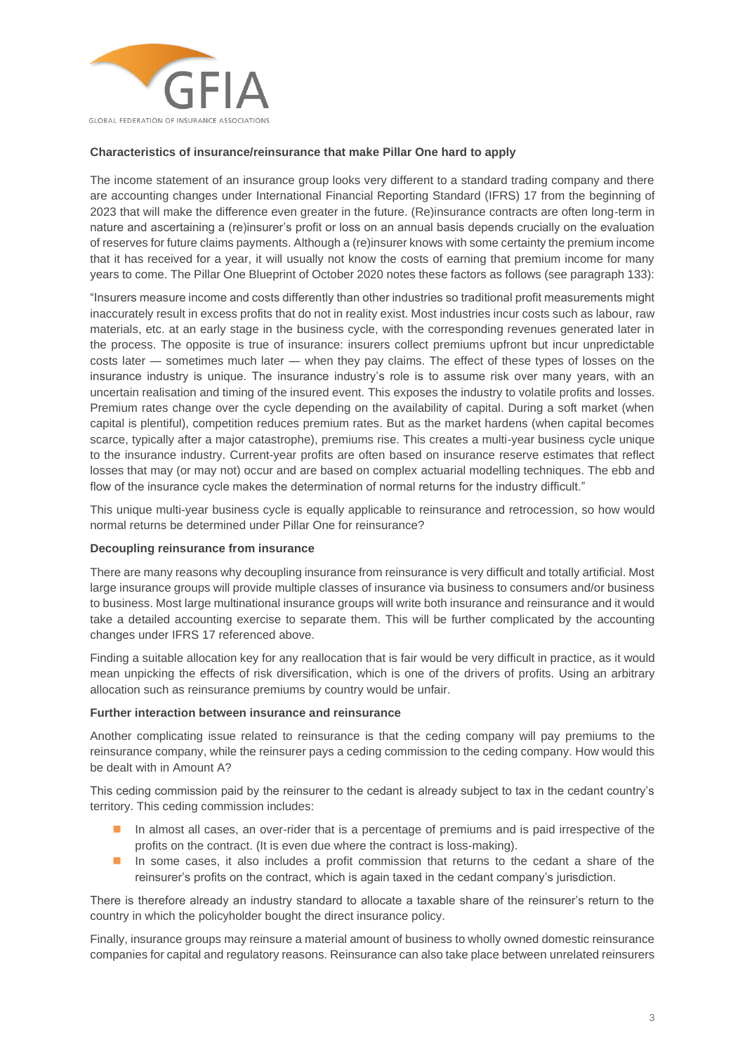**Characteristics of insurance/reinsurance that make Pillar One hard to apply**

The income statement of an insurance group looks very different to a standard trading company and there are accounting changes under International Financial Reporting Standard (IFRS) 17 from the beginning of 2023 that will make the difference even greater in the future. (Re)insurance contracts are often long-term in nature and ascertaining a (re)insurer's profit or loss on an annual basis depends crucially on the evaluation of reserves for future claims payments. Although a (re)insurer knows with some certainty the premium income that it has received for a year, it will usually not know the costs of earning that premium income for many years to come. The Pillar One Blueprint of October 2020 notes these factors as follows (see paragraph 133):

"Insurers measure income and costs differently than other industries so traditional profit measurements might inaccurately result in excess profits that do not in reality exist. Most industries incur costs such as labour, raw materials, etc. at an early stage in the business cycle, with the corresponding revenues generated later in the process. The opposite is true of insurance: insurers collect premiums upfront but incur unpredictable costs later — sometimes much later — when they pay claims. The effect of these types of losses on the insurance industry is unique. The insurance industry's role is to assume risk over many years, with an uncertain realisation and timing of the insured event. This exposes the industry to volatile profits and losses. Premium rates change over the cycle depending on the availability of capital. During a soft market (when capital is plentiful), competition reduces premium rates. But as the market hardens (when capital becomes scarce, typically after a major catastrophe), premiums rise. This creates a multi-year business cycle unique to the insurance industry. Current-year profits are often based on insurance reserve estimates that reflect losses that may (or may not) occur and are based on complex actuarial modelling techniques. The ebb and flow of the insurance cycle makes the determination of normal returns for the industry difficult."

This unique multi-year business cycle is equally applicable to reinsurance and retrocession, so how would normal returns be determined under Pillar One for reinsurance?

**Decoupling reinsurance from insurance**

There are many reasons why decoupling insurance from reinsurance is very difficult and totally artificial. Most large insurance groups will provide multiple classes of insurance via business to consumers and/or business to business. Most large multinational insurance groups will write both insurance and reinsurance and it would take a detailed accounting exercise to separate them. This will be further complicated by the accounting changes under IFRS 17 referenced above.

Finding a suitable allocation key for any reallocation that is fair would be very difficult in practice, as it would mean unpicking the effects of risk diversification, which is one of the drivers of profits. Using an arbitrary allocation such as reinsurance premiums by country would be unfair.

**Further interaction between insurance and reinsurance**

Another complicating issue related to reinsurance is that the ceding company will pay premiums to the reinsurance company, while the reinsurer pays a ceding commission to the ceding company. How would this be dealt with in Amount A?

This ceding commission paid by the reinsurer to the cedant is already subject to tax in the cedant country's territory. This ceding commission includes:

- In almost all cases, an over-rider that is a percentage of premiums and is paid irrespective of the profits on the contract. (It is even due where the contract is loss-making).
- In some cases, it also includes a profit commission that returns to the cedant a share of the reinsurer's profits on the contract, which is again taxed in the cedant company's jurisdiction.

There is therefore already an industry standard to allocate a taxable share of the reinsurer's return to the country in which the policyholder bought the direct insurance policy.

Finally, insurance groups may reinsure a material amount of business to wholly owned domestic reinsurance companies for capital and regulatory reasons. Reinsurance can also take place between unrelated reinsurers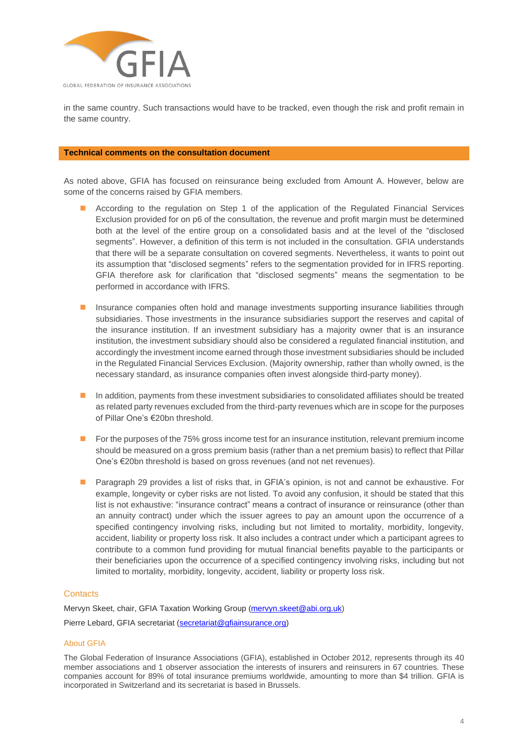in the same country. Such transactions would have to be tracked, even though the risk and profit remain in the same country.

## Technical comments on the consultation document

As noted above, GFIA has focused on reinsurance being excluded from Amount A. However, below are some of the concerns raised by GFIA members.

- According to the regulation on Step 1 of the application of the Regulated Financial Services Exclusion provided for on p6 of the consultation, the revenue and profit margin must be determined both at the level of the entire group on a consolidated basis and at the level of the "disclosed segments". However, a definition of this term is not included in the consultation. GFIA understands that there will be a separate consultation on covered segments. Nevertheless, it wants to point out its assumption that "disclosed segments" refers to the segmentation provided for in IFRS reporting. GFIA therefore ask for clarification that "disclosed segments" means the segmentation to be performed in accordance with IFRS.

- Insurance companies often hold and manage investments supporting insurance liabilities through subsidiaries. Those investments in the insurance subsidiaries support the reserves and capital of the insurance institution. If an investment subsidiary has a majority owner that is an insurance institution, the investment subsidiary should also be considered a regulated financial institution, and accordingly the investment income earned through those investment subsidiaries should be included in the Regulated Financial Services Exclusion. (Majority ownership, rather than wholly owned, is the necessary standard, as insurance companies often invest alongside third-party money).

- In addition, payments from these investment subsidiaries to consolidated affiliates should be treated as related party revenues excluded from the third-party revenues which are in scope for the purposes of Pillar One's €20bn threshold.

- For the purposes of the 75% gross income test for an insurance institution, relevant premium income should be measured on a gross premium basis (rather than a net premium basis) to reflect that Pillar One's €20bn threshold is based on gross revenues (and not net revenues).

- Paragraph 29 provides a list of risks that, in GFIA's opinion, is not and cannot be exhaustive. For example, longevity or cyber risks are not listed. To avoid any confusion, it should be stated that this list is not exhaustive: "insurance contract" means a contract of insurance or reinsurance (other than an annuity contract) under which the issuer agrees to pay an amount upon the occurrence of a specified contingency involving risks, including but not limited to mortality, morbidity, longevity, accident, liability or property loss risk. It also includes a contract under which a participant agrees to contribute to a common fund providing for mutual financial benefits payable to the participants or their beneficiaries upon the occurrence of a specified contingency involving risks, including but not limited to mortality, morbidity, longevity, accident, liability or property loss risk.

### Contacts

Mervyn Skeet, chair, GFIA Taxation Working Group (mervyn.skeet@abi.org.uk)

Pierre Lebard, GFIA secretariat (secretariat@gfiainsurance.org)

### About GFIA

The Global Federation of Insurance Associations (GFIA), established in October 2012, represents through its 40 member associations and 1 observer association the interests of insurers and reinsurers in 67 countries. These companies account for 89% of total insurance premiums worldwide, amounting to more than $4 trillion. GFIA is incorporated in Switzerland and its secretariat is based in Brussels.